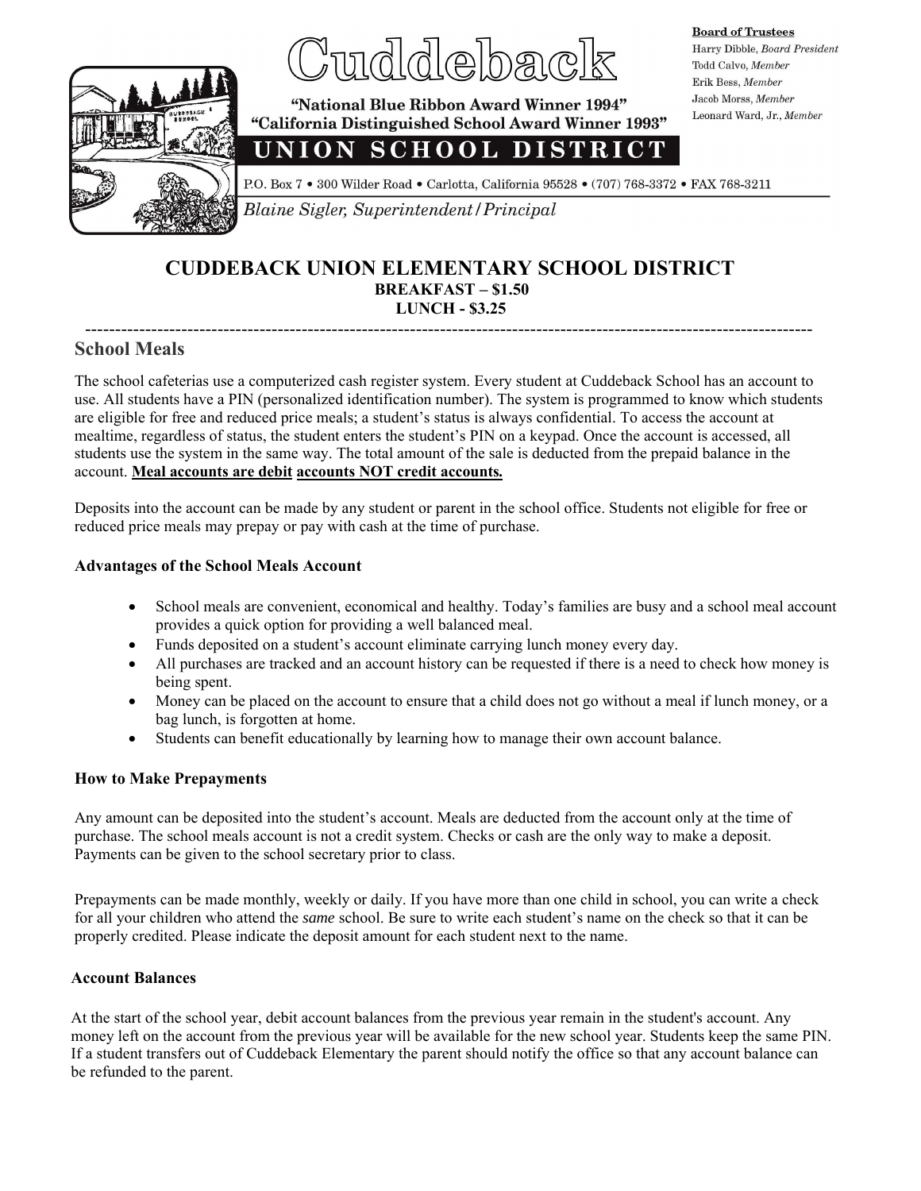Cuddeback

"National Blue Ribbon Award Winner 1994"
"California Distinguished School Award Winner 1993"

**UNION SCHOOL DISTRICT**

P.O. Box 7 • 300 Wilder Road • Carlotta, California 95528 • (707) 768-3372 • FAX 768-3211

*Blaine Sigler, Superintendent/Principal*

**Board of Trustees**
Harry Dibble, *Board President*
Todd Calvo, *Member*
Erik Bess, *Member*
Jacob Morss, *Member*
Leonard Ward, Jr., *Member*

# CUDDEBACK UNION ELEMENTARY SCHOOL DISTRICT

**BREAKFAST – $1.50**
**LUNCH - $3.25**

---

## School Meals

The school cafeterias use a computerized cash register system. Every student at Cuddeback School has an account to use. All students have a PIN (personalized identification number). The system is programmed to know which students are eligible for free and reduced price meals; a student's status is always confidential. To access the account at mealtime, regardless of status, the student enters the student's PIN on a keypad. Once the account is accessed, all students use the system in the same way. The total amount of the sale is deducted from the prepaid balance in the account. **Meal accounts are debit accounts NOT credit accounts.**

Deposits into the account can be made by any student or parent in the school office. Students not eligible for free or reduced price meals may prepay or pay with cash at the time of purchase.

### Advantages of the School Meals Account

- School meals are convenient, economical and healthy. Today's families are busy and a school meal account provides a quick option for providing a well balanced meal.
- Funds deposited on a student's account eliminate carrying lunch money every day.
- All purchases are tracked and an account history can be requested if there is a need to check how money is being spent.
- Money can be placed on the account to ensure that a child does not go without a meal if lunch money, or a bag lunch, is forgotten at home.
- Students can benefit educationally by learning how to manage their own account balance.

### How to Make Prepayments

Any amount can be deposited into the student's account. Meals are deducted from the account only at the time of purchase. The school meals account is not a credit system. Checks or cash are the only way to make a deposit. Payments can be given to the school secretary prior to class.

Prepayments can be made monthly, weekly or daily. If you have more than one child in school, you can write a check for all your children who attend the *same* school. Be sure to write each student's name on the check so that it can be properly credited. Please indicate the deposit amount for each student next to the name.

### Account Balances

At the start of the school year, debit account balances from the previous year remain in the student's account. Any money left on the account from the previous year will be available for the new school year. Students keep the same PIN. If a student transfers out of Cuddeback Elementary the parent should notify the office so that any account balance can be refunded to the parent.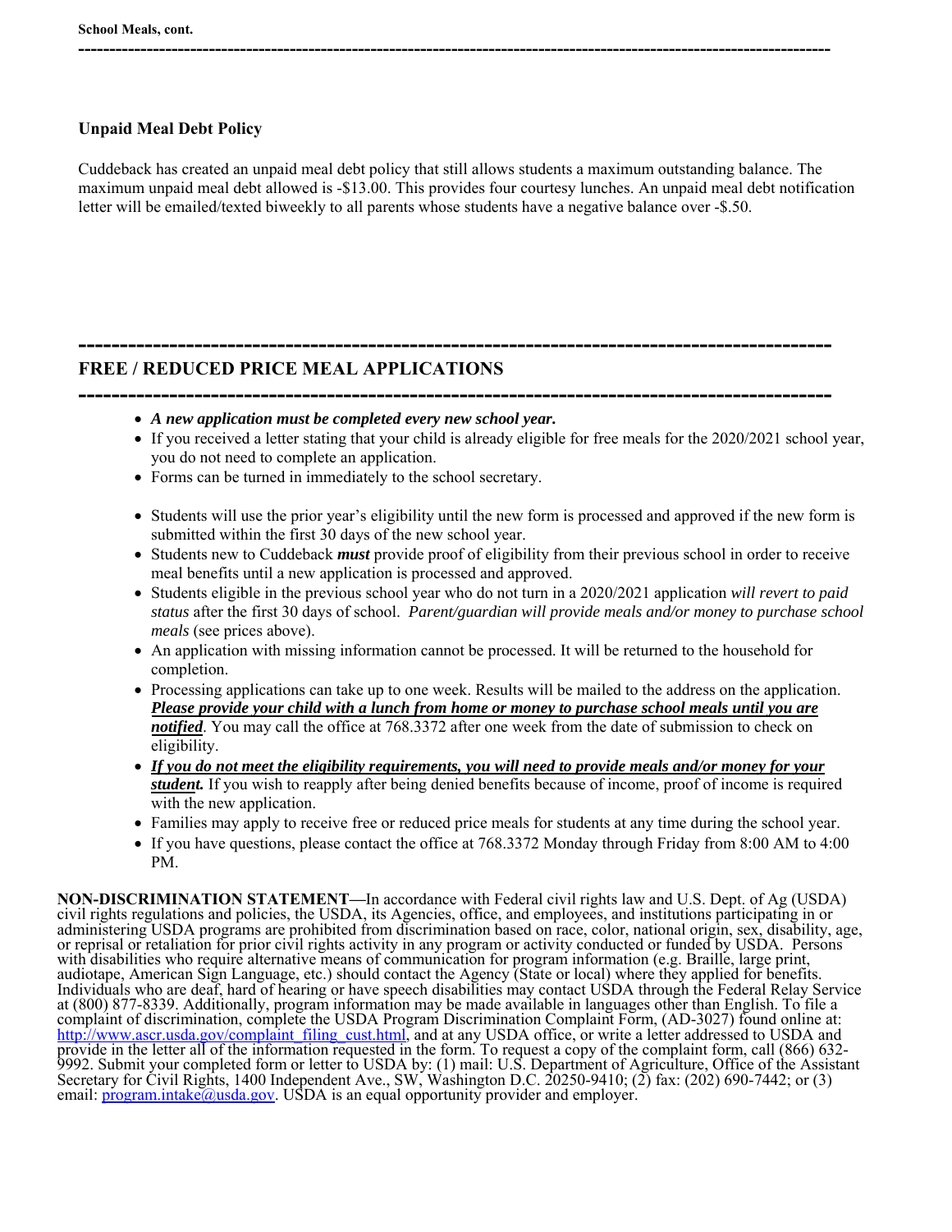## Unpaid Meal Debt Policy

Cuddeback has created an unpaid meal debt policy that still allows students a maximum outstanding balance. The maximum unpaid meal debt allowed is -$13.00. This provides four courtesy lunches. An unpaid meal debt notification letter will be emailed/texted biweekly to all parents whose students have a negative balance over -$.50.

## FREE / REDUCED PRICE MEAL APPLICATIONS

- ***A new application must be completed every new school year.***
- If you received a letter stating that your child is already eligible for free meals for the 2020/2021 school year, you do not need to complete an application.
- Forms can be turned in immediately to the school secretary.
- Students will use the prior year's eligibility until the new form is processed and approved if the new form is submitted within the first 30 days of the new school year.
- Students new to Cuddeback ***must*** provide proof of eligibility from their previous school in order to receive meal benefits until a new application is processed and approved.
- Students eligible in the previous school year who do not turn in a 2020/2021 application *will revert to paid status* after the first 30 days of school. *Parent/guardian will provide meals and/or money to purchase school meals* (see prices above).
- An application with missing information cannot be processed. It will be returned to the household for completion.
- Processing applications can take up to one week. Results will be mailed to the address on the application. ***Please provide your child with a lunch from home or money to purchase school meals until you are notified***. You may call the office at 768.3372 after one week from the date of submission to check on eligibility.
- ***If you do not meet the eligibility requirements, you will need to provide meals and/or money for your student.*** If you wish to reapply after being denied benefits because of income, proof of income is required with the new application.
- Families may apply to receive free or reduced price meals for students at any time during the school year.
- If you have questions, please contact the office at 768.3372 Monday through Friday from 8:00 AM to 4:00 PM.

**NON-DISCRIMINATION STATEMENT—**In accordance with Federal civil rights law and U.S. Dept. of Ag (USDA) civil rights regulations and policies, the USDA, its Agencies, office, and employees, and institutions participating in or administering USDA programs are prohibited from discrimination based on race, color, national origin, sex, disability, age, or reprisal or retaliation for prior civil rights activity in any program or activity conducted or funded by USDA. Persons with disabilities who require alternative means of communication for program information (e.g. Braille, large print, audiotape, American Sign Language, etc.) should contact the Agency (State or local) where they applied for benefits. Individuals who are deaf, hard of hearing or have speech disabilities may contact USDA through the Federal Relay Service at (800) 877-8339. Additionally, program information may be made available in languages other than English. To file a complaint of discrimination, complete the USDA Program Discrimination Complaint Form, (AD-3027) found online at: [http://www.ascr.usda.gov/complaint_filing_cust.html](http://www.ascr.usda.gov/complaint_filing_cust.html), and at any USDA office, or write a letter addressed to USDA and provide in the letter all of the information requested in the form. To request a copy of the complaint form, call (866) 632-9992. Submit your completed form or letter to USDA by: (1) mail: U.S. Department of Agriculture, Office of the Assistant Secretary for Civil Rights, 1400 Independent Ave., SW, Washington D.C. 20250-9410; (2) fax: (202) 690-7442; or (3) email: [program.intake@usda.gov](mailto:program.intake@usda.gov). USDA is an equal opportunity provider and employer.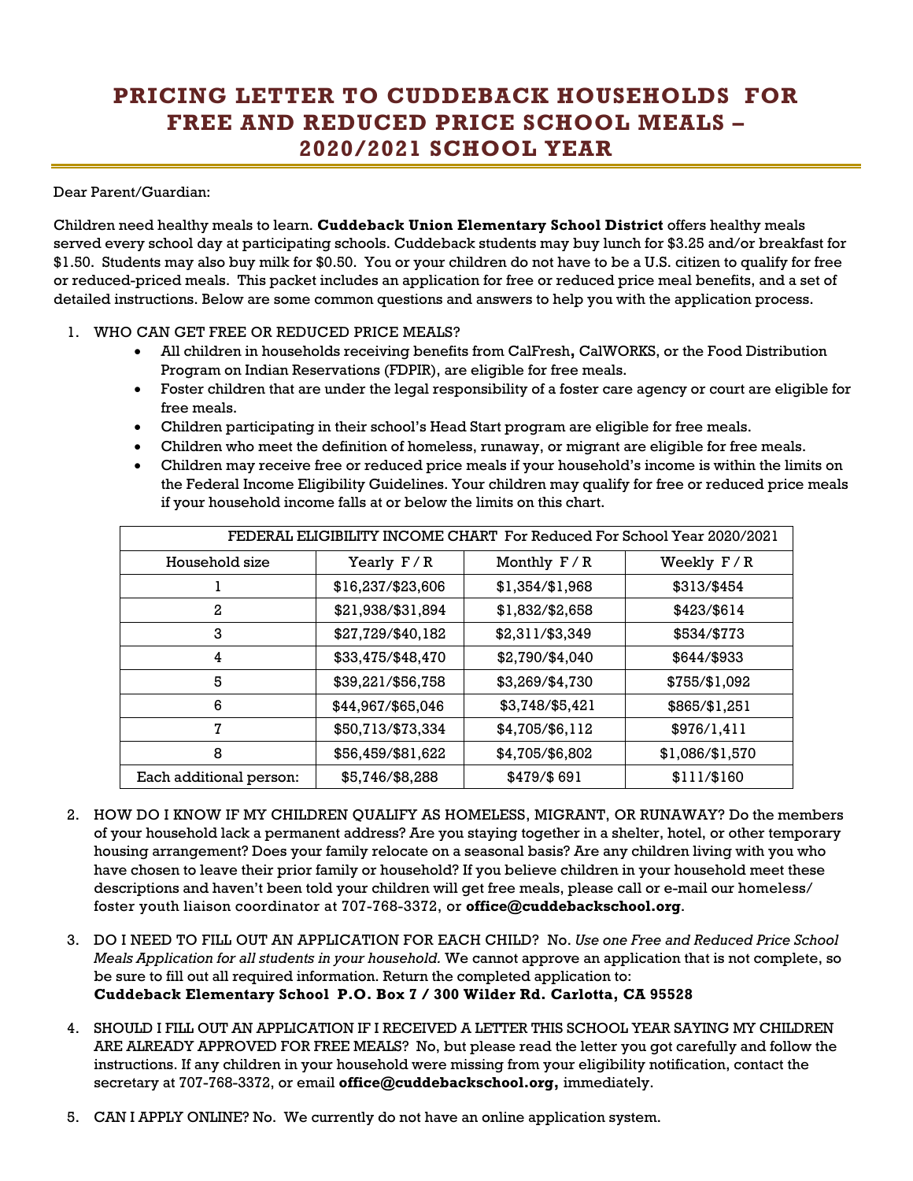# PRICING LETTER TO CUDDEBACK HOUSEHOLDS FOR FREE AND REDUCED PRICE SCHOOL MEALS – 2020/2021 SCHOOL YEAR

Dear Parent/Guardian:

Children need healthy meals to learn. **Cuddeback Union Elementary School District** offers healthy meals served every school day at participating schools. Cuddeback students may buy lunch for $3.25 and/or breakfast for $1.50. Students may also buy milk for $0.50. You or your children do not have to be a U.S. citizen to qualify for free or reduced-priced meals. This packet includes an application for free or reduced price meal benefits, and a set of detailed instructions. Below are some common questions and answers to help you with the application process.

1. WHO CAN GET FREE OR REDUCED PRICE MEALS?
   - All children in households receiving benefits from CalFresh**,** CalWORKS, or the Food Distribution Program on Indian Reservations (FDPIR), are eligible for free meals.
   - Foster children that are under the legal responsibility of a foster care agency or court are eligible for free meals.
   - Children participating in their school's Head Start program are eligible for free meals.
   - Children who meet the definition of homeless, runaway, or migrant are eligible for free meals.
   - Children may receive free or reduced price meals if your household's income is within the limits on the Federal Income Eligibility Guidelines. Your children may qualify for free or reduced price meals if your household income falls at or below the limits on this chart.

| FEDERAL ELIGIBILITY INCOME CHART For Reduced For School Year 2020/2021 | | | |
|---|---|---|---|
| Household size | Yearly F / R | Monthly F / R | Weekly F / R |
| 1 | $16,237/$23,606 | $1,354/$1,968 | $313/$454 |
| 2 | $21,938/$31,894 | $1,832/$2,658 | $423/$614 |
| 3 | $27,729/$40,182 | $2,311/$3,349 | $534/$773 |
| 4 | $33,475/$48,470 | $2,790/$4,040 | $644/$933 |
| 5 | $39,221/$56,758 | $3,269/$4,730 | $755/$1,092 |
| 6 | $44,967/$65,046 | $3,748/$5,421 | $865/$1,251 |
| 7 | $50,713/$73,334 | $4,705/$6,112 | $976/1,411 |
| 8 | $56,459/$81,622 | $4,705/$6,802 | $1,086/$1,570 |
| Each additional person: | $5,746/$8,288 | $479/$ 691 | $111/$160 |

2. HOW DO I KNOW IF MY CHILDREN QUALIFY AS HOMELESS, MIGRANT, OR RUNAWAY? Do the members of your household lack a permanent address? Are you staying together in a shelter, hotel, or other temporary housing arrangement? Does your family relocate on a seasonal basis? Are any children living with you who have chosen to leave their prior family or household? If you believe children in your household meet these descriptions and haven't been told your children will get free meals, please call or e-mail our homeless/ foster youth liaison coordinator at 707-768-3372, or **office@cuddebackschool.org**.

3. DO I NEED TO FILL OUT AN APPLICATION FOR EACH CHILD? No. *Use one Free and Reduced Price School Meals Application for all students in your household.* We cannot approve an application that is not complete, so be sure to fill out all required information. Return the completed application to:
   **Cuddeback Elementary School P.O. Box 7 / 300 Wilder Rd. Carlotta, CA 95528**

4. SHOULD I FILL OUT AN APPLICATION IF I RECEIVED A LETTER THIS SCHOOL YEAR SAYING MY CHILDREN ARE ALREADY APPROVED FOR FREE MEALS? No, but please read the letter you got carefully and follow the instructions. If any children in your household were missing from your eligibility notification, contact the secretary at 707-768-3372, or email **office@cuddebackschool.org,** immediately.

5. CAN I APPLY ONLINE? No. We currently do not have an online application system.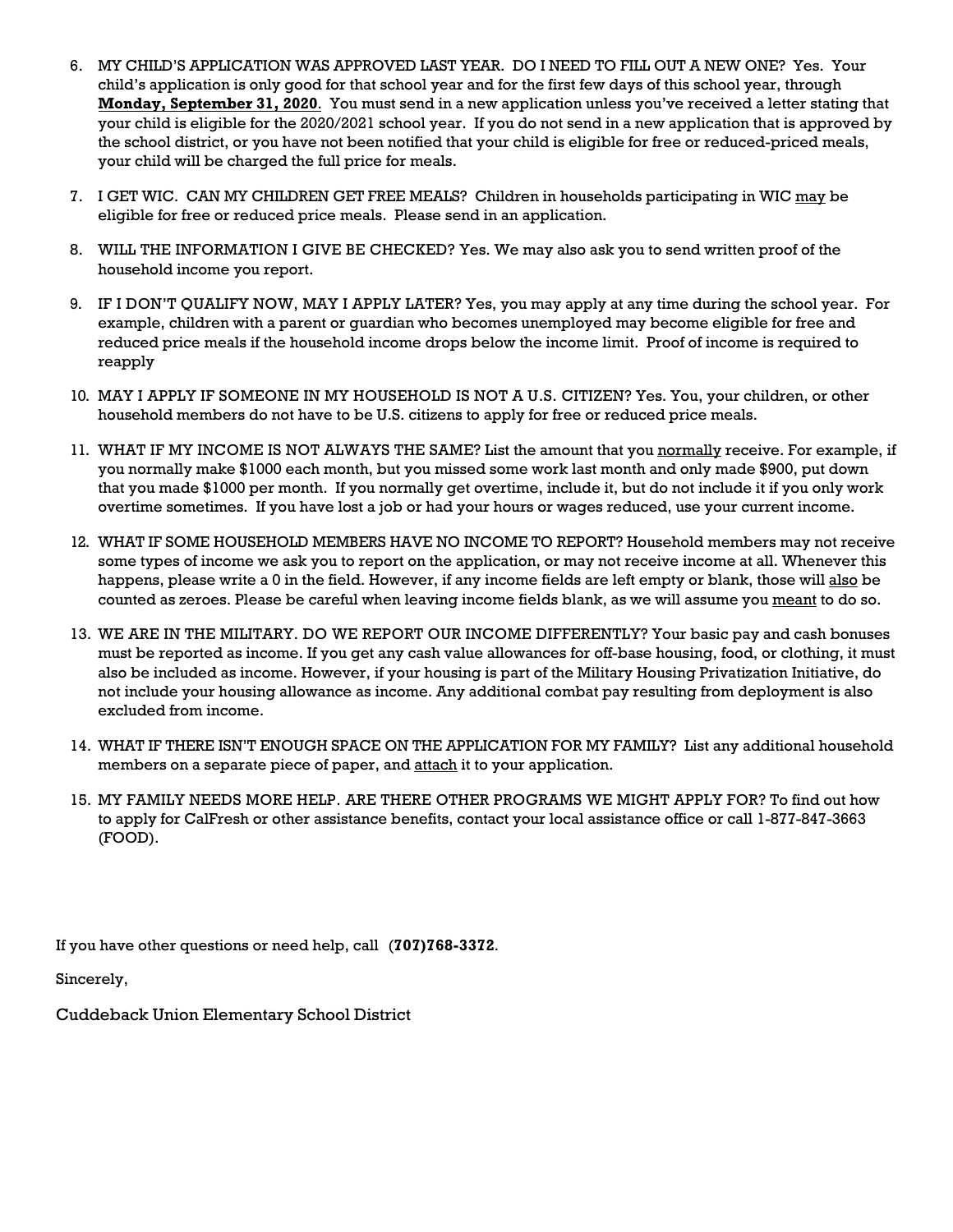6. MY CHILD'S APPLICATION WAS APPROVED LAST YEAR. DO I NEED TO FILL OUT A NEW ONE? Yes. Your child's application is only good for that school year and for the first few days of this school year, through **Monday, September 31, 2020**. You must send in a new application unless you've received a letter stating that your child is eligible for the 2020/2021 school year. If you do not send in a new application that is approved by the school district, or you have not been notified that your child is eligible for free or reduced-priced meals, your child will be charged the full price for meals.

7. I GET WIC. CAN MY CHILDREN GET FREE MEALS? Children in households participating in WIC may be eligible for free or reduced price meals. Please send in an application.

8. WILL THE INFORMATION I GIVE BE CHECKED? Yes. We may also ask you to send written proof of the household income you report.

9. IF I DON'T QUALIFY NOW, MAY I APPLY LATER? Yes, you may apply at any time during the school year. For example, children with a parent or guardian who becomes unemployed may become eligible for free and reduced price meals if the household income drops below the income limit. Proof of income is required to reapply

10. MAY I APPLY IF SOMEONE IN MY HOUSEHOLD IS NOT A U.S. CITIZEN? Yes. You, your children, or other household members do not have to be U.S. citizens to apply for free or reduced price meals.

11. WHAT IF MY INCOME IS NOT ALWAYS THE SAME? List the amount that you normally receive. For example, if you normally make $1000 each month, but you missed some work last month and only made $900, put down that you made $1000 per month. If you normally get overtime, include it, but do not include it if you only work overtime sometimes. If you have lost a job or had your hours or wages reduced, use your current income.

12. WHAT IF SOME HOUSEHOLD MEMBERS HAVE NO INCOME TO REPORT? Household members may not receive some types of income we ask you to report on the application, or may not receive income at all. Whenever this happens, please write a 0 in the field. However, if any income fields are left empty or blank, those will also be counted as zeroes. Please be careful when leaving income fields blank, as we will assume you meant to do so.

13. WE ARE IN THE MILITARY. DO WE REPORT OUR INCOME DIFFERENTLY? Your basic pay and cash bonuses must be reported as income. If you get any cash value allowances for off-base housing, food, or clothing, it must also be included as income. However, if your housing is part of the Military Housing Privatization Initiative, do not include your housing allowance as income. Any additional combat pay resulting from deployment is also excluded from income.

14. WHAT IF THERE ISN'T ENOUGH SPACE ON THE APPLICATION FOR MY FAMILY? List any additional household members on a separate piece of paper, and attach it to your application.

15. MY FAMILY NEEDS MORE HELP. ARE THERE OTHER PROGRAMS WE MIGHT APPLY FOR? To find out how to apply for CalFresh or other assistance benefits, contact your local assistance office or call 1-877-847-3663 (FOOD).

If you have other questions or need help, call (**707)768-3372**.

Sincerely,

Cuddeback Union Elementary School District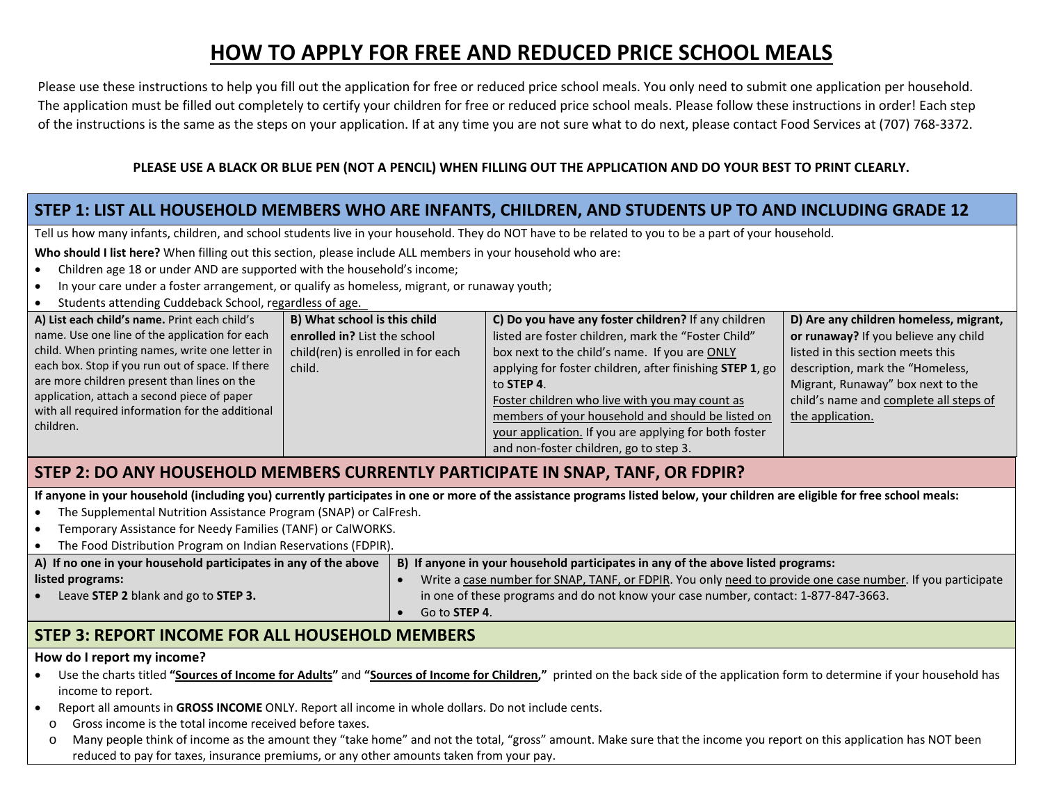# HOW TO APPLY FOR FREE AND REDUCED PRICE SCHOOL MEALS

Please use these instructions to help you fill out the application for free or reduced price school meals. You only need to submit one application per household. The application must be filled out completely to certify your children for free or reduced price school meals. Please follow these instructions in order! Each step of the instructions is the same as the steps on your application. If at any time you are not sure what to do next, please contact Food Services at (707) 768-3372.

**PLEASE USE A BLACK OR BLUE PEN (NOT A PENCIL) WHEN FILLING OUT THE APPLICATION AND DO YOUR BEST TO PRINT CLEARLY.**

## STEP 1: LIST ALL HOUSEHOLD MEMBERS WHO ARE INFANTS, CHILDREN, AND STUDENTS UP TO AND INCLUDING GRADE 12

Tell us how many infants, children, and school students live in your household. They do NOT have to be related to you to be a part of your household.

**Who should I list here?** When filling out this section, please include ALL members in your household who are:

- Children age 18 or under AND are supported with the household's income;
- In your care under a foster arrangement, or qualify as homeless, migrant, or runaway youth;
- Students attending Cuddeback School, regardless of age.

| A) List each child's name. | B) What school is this child enrolled in? | C) Do you have any foster children? | D) Are any children homeless, migrant, or runaway? |
|---|---|---|---|
| Print each child's name. Use one line of the application for each child. When printing names, write one letter in each box. Stop if you run out of space. If there are more children present than lines on the application, attach a second piece of paper with all required information for the additional children. | List the school child(ren) is enrolled in for each child. | If any children listed are foster children, mark the "Foster Child" box next to the child's name. If you are ONLY applying for foster children, after finishing **STEP 1**, go to **STEP 4**. Foster children who live with you may count as members of your household and should be listed on your application. If you are applying for both foster and non-foster children, go to step 3. | If you believe any child listed in this section meets this description, mark the "Homeless, Migrant, Runaway" box next to the child's name and complete all steps of the application. |

## STEP 2: DO ANY HOUSEHOLD MEMBERS CURRENTLY PARTICIPATE IN SNAP, TANF, OR FDPIR?

**If anyone in your household (including you) currently participates in one or more of the assistance programs listed below, your children are eligible for free school meals:**

- The Supplemental Nutrition Assistance Program (SNAP) or CalFresh.
- Temporary Assistance for Needy Families (TANF) or CalWORKS.
- The Food Distribution Program on Indian Reservations (FDPIR).

| A) If no one in your household participates in any of the above listed programs: | B) If anyone in your household participates in any of the above listed programs: |
|---|---|
| • Leave **STEP 2** blank and go to **STEP 3.** | • Write a case number for SNAP, TANF, or FDPIR. You only need to provide one case number. If you participate in one of these programs and do not know your case number, contact: 1-877-847-3663.<br>• Go to **STEP 4**. |

## STEP 3: REPORT INCOME FOR ALL HOUSEHOLD MEMBERS

**How do I report my income?**

- Use the charts titled **"Sources of Income for Adults"** and **"Sources of Income for Children,"** printed on the back side of the application form to determine if your household has income to report.
- Report all amounts in **GROSS INCOME** ONLY. Report all income in whole dollars. Do not include cents.
  - Gross income is the total income received before taxes.
  - Many people think of income as the amount they "take home" and not the total, "gross" amount. Make sure that the income you report on this application has NOT been reduced to pay for taxes, insurance premiums, or any other amounts taken from your pay.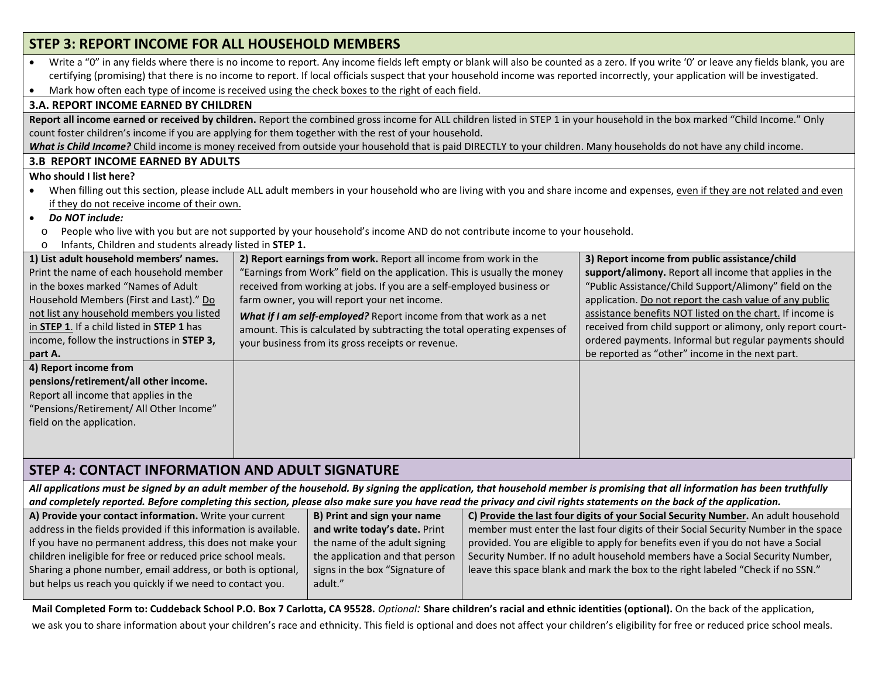## STEP 3: REPORT INCOME FOR ALL HOUSEHOLD MEMBERS

- Write a "0" in any fields where there is no income to report. Any income fields left empty or blank will also be counted as a zero. If you write '0' or leave any fields blank, you are certifying (promising) that there is no income to report. If local officials suspect that your household income was reported incorrectly, your application will be investigated.
- Mark how often each type of income is received using the check boxes to the right of each field.

### 3.A. REPORT INCOME EARNED BY CHILDREN

**Report all income earned or received by children.** Report the combined gross income for ALL children listed in STEP 1 in your household in the box marked "Child Income." Only count foster children's income if you are applying for them together with the rest of your household.

***What is Child Income?*** Child income is money received from outside your household that is paid DIRECTLY to your children. Many households do not have any child income.

### 3.B REPORT INCOME EARNED BY ADULTS

**Who should I list here?**

- When filling out this section, please include ALL adult members in your household who are living with you and share income and expenses, <u>even if they are not related and even if they do not receive income of their own.</u>
- ***Do NOT include:***
  - People who live with you but are not supported by your household's income AND do not contribute income to your household.
  - Infants, Children and students already listed in **STEP 1.**

| | | |
|---|---|---|
| **1) List adult household members' names.** Print the name of each household member in the boxes marked "Names of Adult Household Members (First and Last)." <u>Do not list any household members you listed in **STEP 1**.</u> If a child listed in **STEP 1** has income, follow the instructions in **STEP 3, part A.** | **2) Report earnings from work.** Report all income from work in the "Earnings from Work" field on the application. This is usually the money received from working at jobs. If you are a self-employed business or farm owner, you will report your net income. ***What if I am self-employed?*** Report income from that work as a net amount. This is calculated by subtracting the total operating expenses of your business from its gross receipts or revenue. | **3) Report income from public assistance/child support/alimony.** Report all income that applies in the "Public Assistance/Child Support/Alimony" field on the application. <u>Do not report the cash value of any public assistance benefits NOT listed on the chart.</u> If income is received from child support or alimony, only report court-ordered payments. Informal but regular payments should be reported as "other" income in the next part. |
| **4) Report income from pensions/retirement/all other income.** Report all income that applies in the "Pensions/Retirement/ All Other Income" field on the application. | | |

## STEP 4: CONTACT INFORMATION AND ADULT SIGNATURE

***All applications must be signed by an adult member of the household. By signing the application, that household member is promising that all information has been truthfully and completely reported. Before completing this section, please also make sure you have read the privacy and civil rights statements on the back of the application.***

| | | |
|---|---|---|
| **A) Provide your contact information.** Write your current address in the fields provided if this information is available. If you have no permanent address, this does not make your children ineligible for free or reduced price school meals. Sharing a phone number, email address, or both is optional, but helps us reach you quickly if we need to contact you. | **B) Print and sign your name and write today's date.** Print the name of the adult signing the application and that person signs in the box "Signature of adult." | **C) <u>Provide the last four digits of your Social Security Number</u>.** An adult household member must enter the last four digits of their Social Security Number in the space provided. You are eligible to apply for benefits even if you do not have a Social Security Number. If no adult household members have a Social Security Number, leave this space blank and mark the box to the right labeled "Check if no SSN." |

**Mail Completed Form to: Cuddeback School P.O. Box 7 Carlotta, CA 95528.** *Optional:* **Share children's racial and ethnic identities (optional).** On the back of the application, we ask you to share information about your children's race and ethnicity. This field is optional and does not affect your children's eligibility for free or reduced price school meals.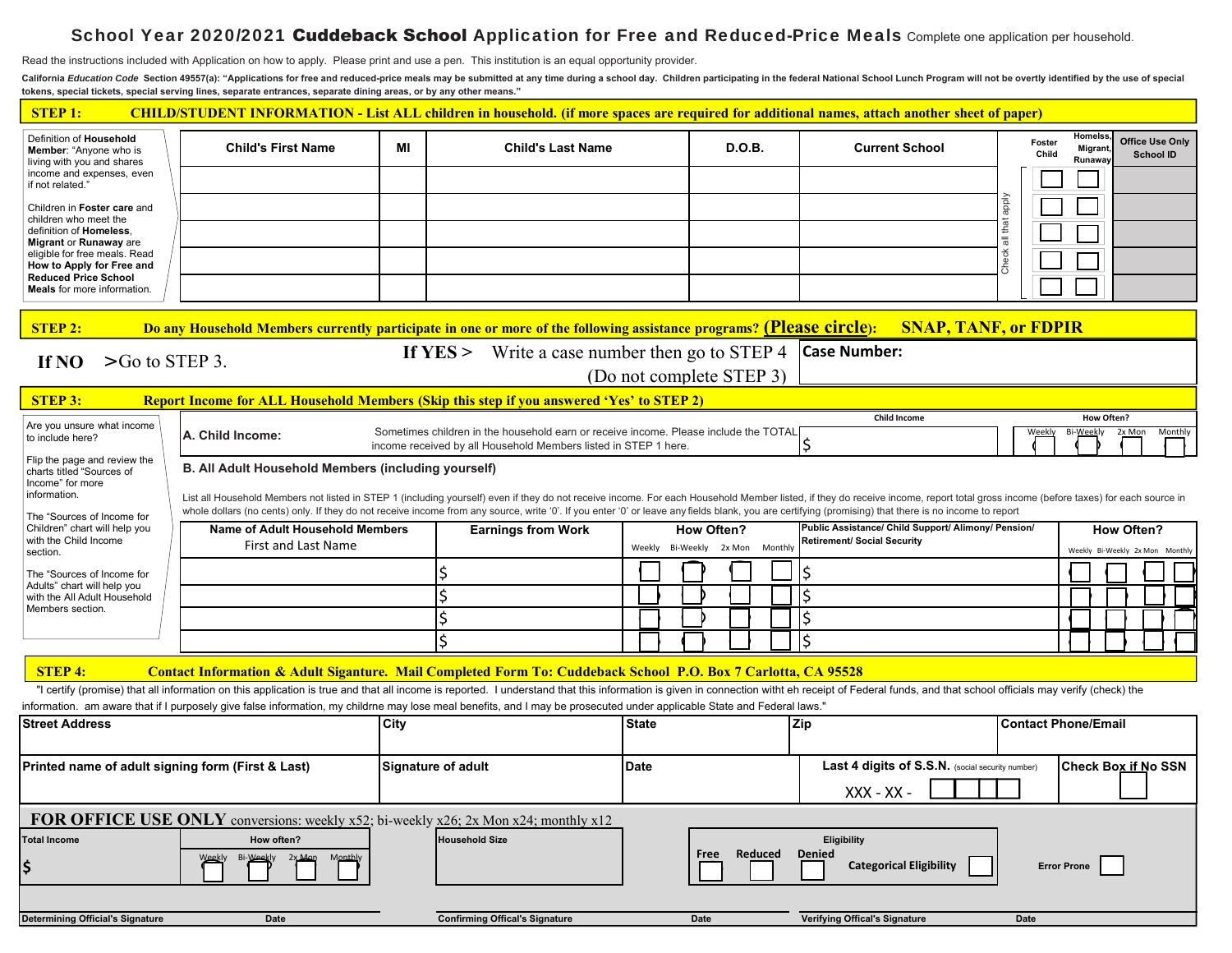# School Year 2020/2021 Cuddeback School Application for Free and Reduced-Price Meals

Complete one application per household.

Read the instructions included with Application on how to apply. Please print and use a pen. This institution is an equal opportunity provider.

**California *Education Code* Section 49557(a): "Applications for free and reduced-price meals may be submitted at any time during a school day. Children participating in the federal National School Lunch Program will not be overtly identified by the use of special tokens, special tickets, special serving lines, separate entrances, separate dining areas, or by any other means."**

## STEP 1: CHILD/STUDENT INFORMATION - List ALL children in household. (if more spaces are required for additional names, attach another sheet of paper)

Definition of **Household Member**: "Anyone who is living with you and shares income and expenses, even if not related."

Children in **Foster care** and children who meet the definition of **Homeless**, **Migrant** or **Runaway** are eligible for free meals. Read **How to Apply for Free and Reduced Price School Meals** for more information.

| Child's First Name | MI | Child's Last Name | D.O.B. | Current School | Foster Child | Homeless, Migrant, Runaway | Office Use Only School ID |
|---|---|---|---|---|---|---|---|
| | | | | | ☐ | ☐ | |
| | | | | | ☐ | ☐ | |
| | | | | | ☐ | ☐ | |
| | | | | | ☐ | ☐ | |
| | | | | | ☐ | ☐ | |

Check all that apply

## STEP 2: Do any Household Members currently participate in one or more of the following assistance programs? (Please circle): SNAP, TANF, or FDPIR

**If NO** > Go to STEP 3.

**If YES** > Write a case number then go to STEP 4 (Do not complete STEP 3)

**Case Number:**

## STEP 3: Report Income for ALL Household Members (Skip this step if you answered 'Yes' to STEP 2)

Are you unsure what income to include here?

Flip the page and review the charts titled "Sources of Income" for more information.

The "Sources of Income for Children" chart will help you with the Child Income section.

The "Sources of Income for Adults" chart will help you with the All Adult Household Members section.

**A. Child Income:** Sometimes children in the household earn or receive income. Please include the TOTAL income received by all Household Members listed in STEP 1 here.

| Child Income | How Often? Weekly | Bi-Weekly | 2x Mon | Monthly |
|---|---|---|---|---|
| $ | ☐ | ☐ | ☐ | ☐ |

**B. All Adult Household Members (including yourself)**

List all Household Members not listed in STEP 1 (including yourself) even if they do not receive income. For each Household Member listed, if they do receive income, report total gross income (before taxes) for each source in whole dollars (no cents) only. If they do not receive income from any source, write '0'. If you enter '0' or leave any fields blank, you are certifying (promising) that there is no income to report

| Name of Adult Household Members First and Last Name | Earnings from Work | How Often? Weekly | Bi-Weekly | 2x Mon | Monthly | Public Assistance/ Child Support/ Alimony/ Pension/ Retirement/ Social Security | How Often? Weekly | Bi-Weekly | 2x Mon | Monthly |
|---|---|---|---|---|---|---|---|---|---|---|
| | $ | ☐ | ☐ | ☐ | ☐ | $ | ☐ | ☐ | ☐ | ☐ |
| | $ | ☐ | ☐ | ☐ | ☐ | $ | ☐ | ☐ | ☐ | ☐ |
| | $ | ☐ | ☐ | ☐ | ☐ | $ | ☐ | ☐ | ☐ | ☐ |
| | $ | ☐ | ☐ | ☐ | ☐ | $ | ☐ | ☐ | ☐ | ☐ |

## STEP 4: Contact Information & Adult Siganture. Mail Completed Form To: Cuddeback School P.O. Box 7 Carlotta, CA 95528

"I certify (promise) that all information on this application is true and that all income is reported. I understand that this information is given in connection witht eh receipt of Federal funds, and that school officials may verify (check) the information. am aware that if I purposely give false information, my childrne may lose meal benefits, and I may be prosecuted under applicable State and Federal laws."

| Street Address | City | State | Zip | Contact Phone/Email |
|---|---|---|---|---|
| | | | | |

| Printed name of adult signing form (First & Last) | Signature of adult | Date | Last 4 digits of S.S.N. (social security number) | Check Box if No SSN |
|---|---|---|---|---|
| | | | XXX - XX - ☐☐☐☐ | ☐ |

**FOR OFFICE USE ONLY** conversions: weekly x52; bi-weekly x26; 2x Mon x24; monthly x12

| Total Income | How often? | Household Size | Eligibility |
|---|---|---|---|
| $ | ☐ Weekly ☐ Bi-Weekly ☐ 2x Mon ☐ Monthly | | ☐ Free ☐ Reduced ☐ Denied ☐ Categorical Eligibility |

Error Prone ☐

| Determining Official's Signature | Date | Confirming Offical's Signature | Date | Verifying Offical's Signature | Date |
|---|---|---|---|---|---|
| | | | | | |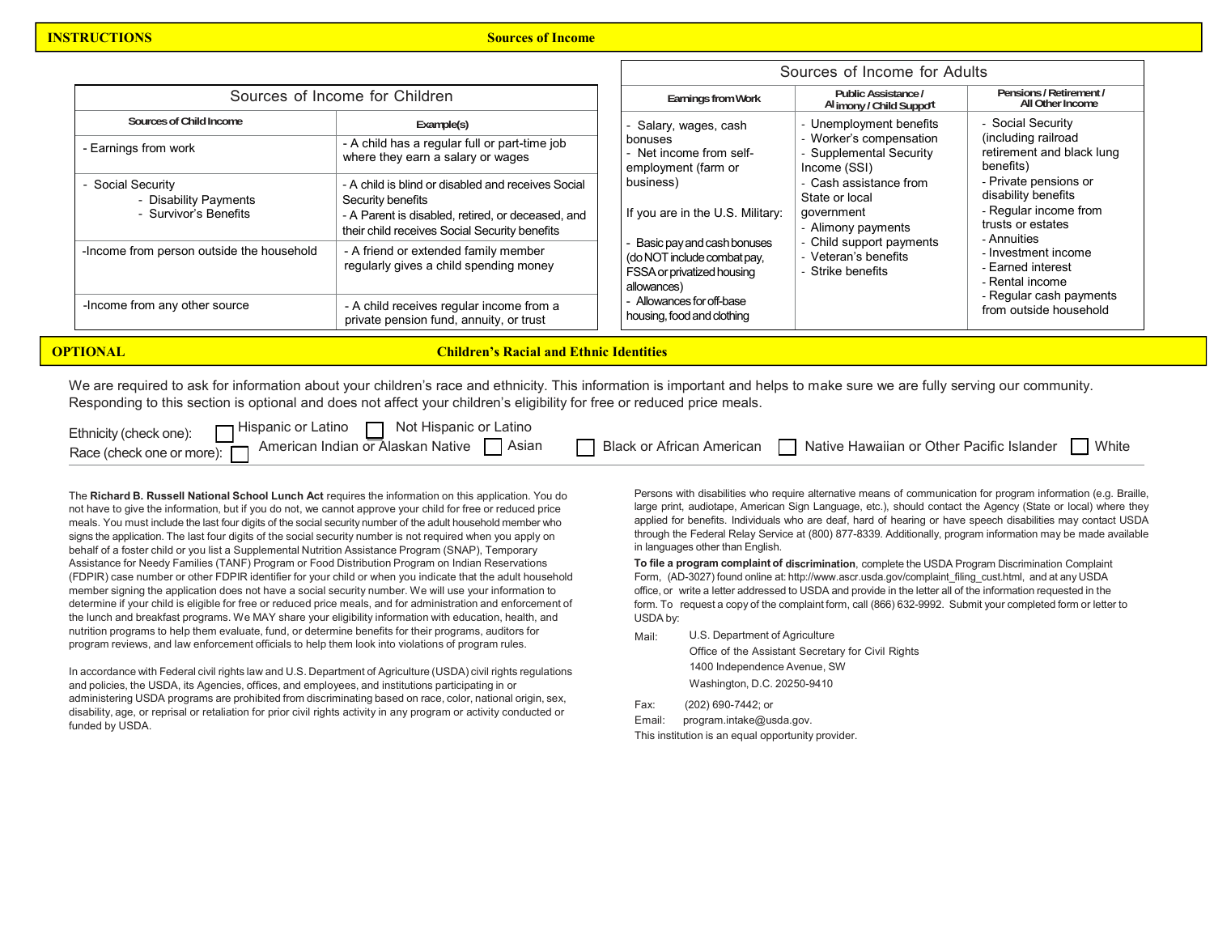## INSTRUCTIONS — Sources of Income

### Sources of Income for Children

| Sources of Child Income | Example(s) |
|---|---|
| - Earnings from work | - A child has a regular full or part-time job where they earn a salary or wages |
| - Social Security<br>- Disability Payments<br>- Survivor's Benefits | - A child is blind or disabled and receives Social Security benefits<br>- A Parent is disabled, retired, or deceased, and their child receives Social Security benefits |
| -Income from person outside the household | - A friend or extended family member regularly gives a child spending money |
| -Income from any other source | - A child receives regular income from a private pension fund, annuity, or trust |

### Sources of Income for Adults

| Earnings from Work | Public Assistance / Alimony / Child Support | Pensions / Retirement / All Other Income |
|---|---|---|
| - Salary, wages, cash bonuses<br>- Net income from self-employment (farm or business)<br><br>If you are in the U.S. Military:<br><br>- Basic pay and cash bonuses (do NOT include combat pay, FSSA or privatized housing allowances)<br>- Allowances for off-base housing, food and clothing | - Unemployment benefits<br>- Worker's compensation<br>- Supplemental Security Income (SSI)<br>- Cash assistance from State or local government<br>- Alimony payments<br>- Child support payments<br>- Veteran's benefits<br>- Strike benefits | - Social Security (including railroad retirement and black lung benefits)<br>- Private pensions or disability benefits<br>- Regular income from trusts or estates<br>- Annuities<br>- Investment income<br>- Earned interest<br>- Rental income<br>- Regular cash payments from outside household |

## OPTIONAL — Children's Racial and Ethnic Identities

We are required to ask for information about your children's race and ethnicity. This information is important and helps to make sure we are fully serving our community. Responding to this section is optional and does not affect your children's eligibility for free or reduced price meals.

Ethnicity (check one): ☐ Hispanic or Latino ☐ Not Hispanic or Latino

Race (check one or more): ☐ American Indian or Alaskan Native ☐ Asian ☐ Black or African American ☐ Native Hawaiian or Other Pacific Islander ☐ White

The **Richard B. Russell National School Lunch Act** requires the information on this application. You do not have to give the information, but if you do not, we cannot approve your child for free or reduced price meals. You must include the last four digits of the social security number of the adult household member who signs the application. The last four digits of the social security number is not required when you apply on behalf of a foster child or you list a Supplemental Nutrition Assistance Program (SNAP), Temporary Assistance for Needy Families (TANF) Program or Food Distribution Program on Indian Reservations (FDPIR) case number or other FDPIR identifier for your child or when you indicate that the adult household member signing the application does not have a social security number. We will use your information to determine if your child is eligible for free or reduced price meals, and for administration and enforcement of the lunch and breakfast programs. We MAY share your eligibility information with education, health, and nutrition programs to help them evaluate, fund, or determine benefits for their programs, auditors for program reviews, and law enforcement officials to help them look into violations of program rules.

In accordance with Federal civil rights law and U.S. Department of Agriculture (USDA) civil rights regulations and policies, the USDA, its Agencies, offices, and employees, and institutions participating in or administering USDA programs are prohibited from discriminating based on race, color, national origin, sex, disability, age, or reprisal or retaliation for prior civil rights activity in any program or activity conducted or funded by USDA.

Persons with disabilities who require alternative means of communication for program information (e.g. Braille, large print, audiotape, American Sign Language, etc.), should contact the Agency (State or local) where they applied for benefits. Individuals who are deaf, hard of hearing or have speech disabilities may contact USDA through the Federal Relay Service at (800) 877-8339. Additionally, program information may be made available in languages other than English.

**To file a program complaint of discrimination**, complete the USDA Program Discrimination Complaint Form, (AD-3027) found online at: http://www.ascr.usda.gov/complaint_filing_cust.html, and at any USDA office, or write a letter addressed to USDA and provide in the letter all of the information requested in the form. To request a copy of the complaint form, call (866) 632-9992. Submit your completed form or letter to USDA by:

Mail: U.S. Department of Agriculture
Office of the Assistant Secretary for Civil Rights
1400 Independence Avenue, SW
Washington, D.C. 20250-9410

Fax: (202) 690-7442; or

Email: program.intake@usda.gov.

This institution is an equal opportunity provider.